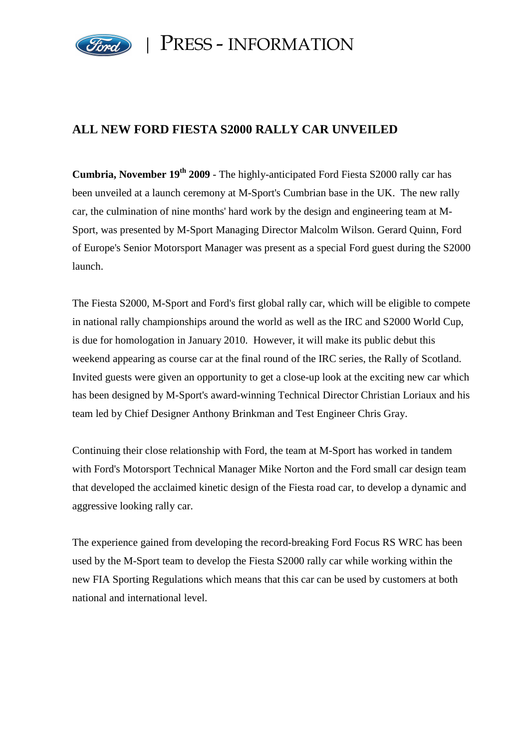Ford | PRESS - INFORMATION

# ALL NEW FORD FIESTA S2000 RALLY CAR UNVEILED

**Cumbria, November 19th 2009** - The highly-anticipated Ford Fiesta S2000 rally car has been unveiled at a launch ceremony at M-Sport's Cumbrian base in the UK. The new rally car, the culmination of nine months' hard work by the design and engineering team at M-Sport, was presented by M-Sport Managing Director Malcolm Wilson. Gerard Quinn, Ford of Europe's Senior Motorsport Manager was present as a special Ford guest during the S2000 launch.

The Fiesta S2000, M-Sport and Ford's first global rally car, which will be eligible to compete in national rally championships around the world as well as the IRC and S2000 World Cup, is due for homologation in January 2010. However, it will make its public debut this weekend appearing as course car at the final round of the IRC series, the Rally of Scotland. Invited guests were given an opportunity to get a close-up look at the exciting new car which has been designed by M-Sport's award-winning Technical Director Christian Loriaux and his team led by Chief Designer Anthony Brinkman and Test Engineer Chris Gray.

Continuing their close relationship with Ford, the team at M-Sport has worked in tandem with Ford's Motorsport Technical Manager Mike Norton and the Ford small car design team that developed the acclaimed kinetic design of the Fiesta road car, to develop a dynamic and aggressive looking rally car.

The experience gained from developing the record-breaking Ford Focus RS WRC has been used by the M-Sport team to develop the Fiesta S2000 rally car while working within the new FIA Sporting Regulations which means that this car can be used by customers at both national and international level.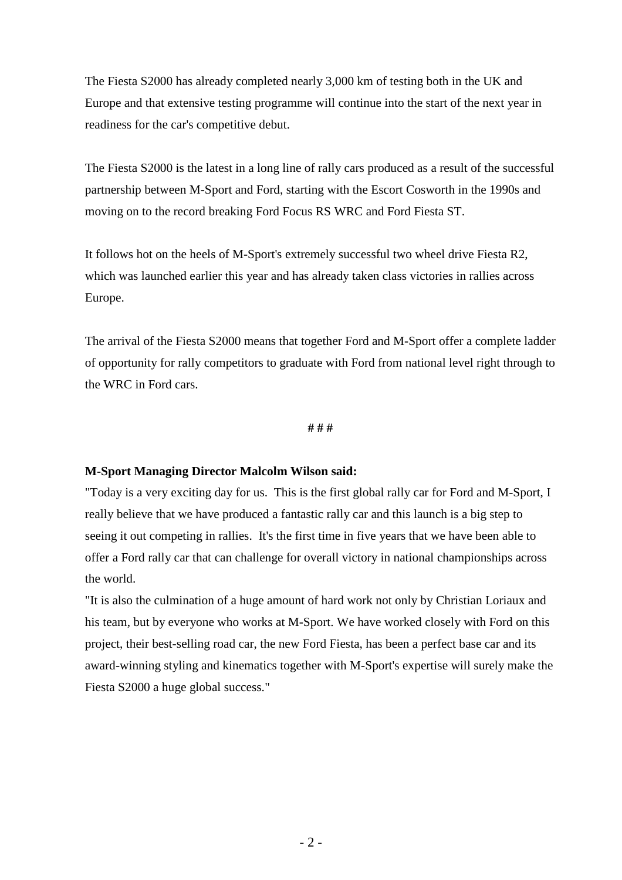The Fiesta S2000 has already completed nearly 3,000 km of testing both in the UK and Europe and that extensive testing programme will continue into the start of the next year in readiness for the car's competitive debut.

The Fiesta S2000 is the latest in a long line of rally cars produced as a result of the successful partnership between M-Sport and Ford, starting with the Escort Cosworth in the 1990s and moving on to the record breaking Ford Focus RS WRC and Ford Fiesta ST.

It follows hot on the heels of M-Sport's extremely successful two wheel drive Fiesta R2, which was launched earlier this year and has already taken class victories in rallies across Europe.

The arrival of the Fiesta S2000 means that together Ford and M-Sport offer a complete ladder of opportunity for rally competitors to graduate with Ford from national level right through to the WRC in Ford cars.

**# # #**

**M-Sport Managing Director Malcolm Wilson said:**

"Today is a very exciting day for us. This is the first global rally car for Ford and M-Sport, I really believe that we have produced a fantastic rally car and this launch is a big step to seeing it out competing in rallies. It's the first time in five years that we have been able to offer a Ford rally car that can challenge for overall victory in national championships across the world.

"It is also the culmination of a huge amount of hard work not only by Christian Loriaux and his team, but by everyone who works at M-Sport. We have worked closely with Ford on this project, their best-selling road car, the new Ford Fiesta, has been a perfect base car and its award-winning styling and kinematics together with M-Sport's expertise will surely make the Fiesta S2000 a huge global success."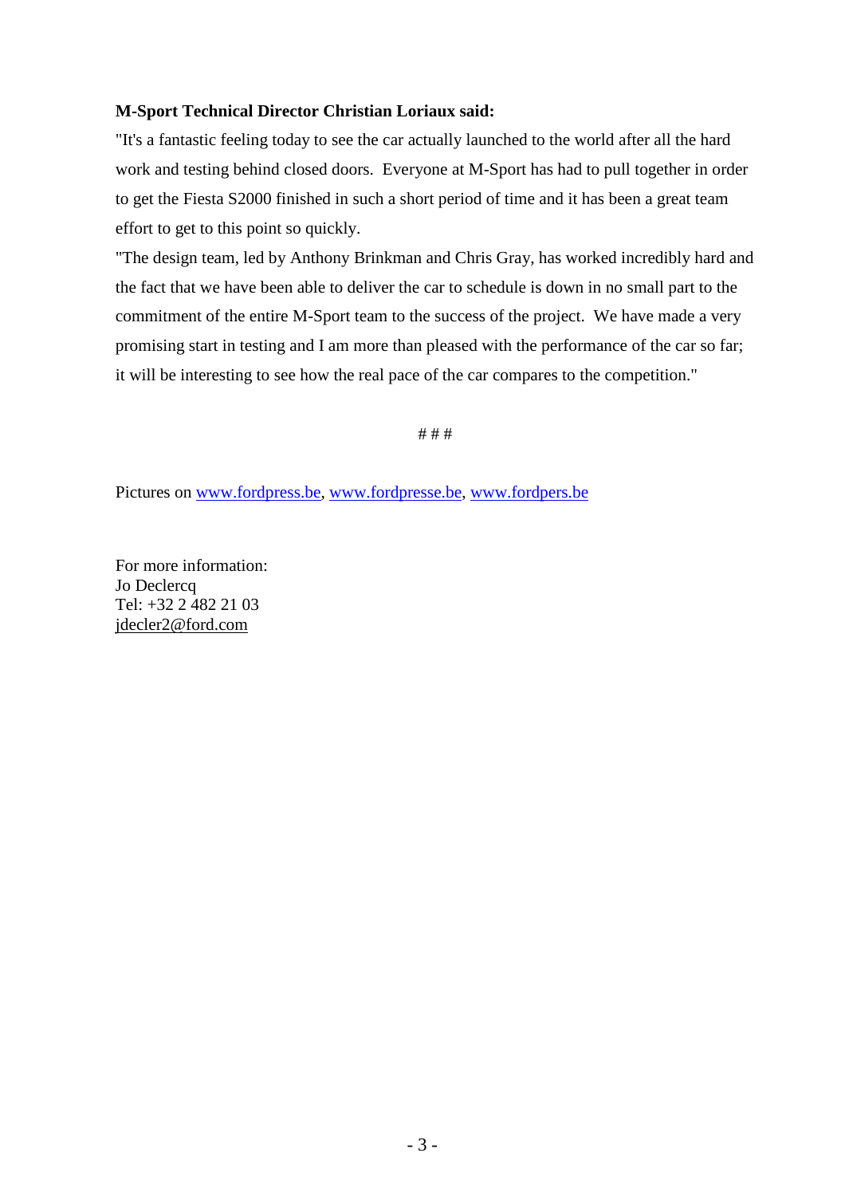**M-Sport Technical Director Christian Loriaux said:**

"It's a fantastic feeling today to see the car actually launched to the world after all the hard work and testing behind closed doors. Everyone at M-Sport has had to pull together in order to get the Fiesta S2000 finished in such a short period of time and it has been a great team effort to get to this point so quickly.

"The design team, led by Anthony Brinkman and Chris Gray, has worked incredibly hard and the fact that we have been able to deliver the car to schedule is down in no small part to the commitment of the entire M-Sport team to the success of the project. We have made a very promising start in testing and I am more than pleased with the performance of the car so far; it will be interesting to see how the real pace of the car compares to the competition."

# # #

Pictures on www.fordpress.be, www.fordpresse.be, www.fordpers.be

For more information:
Jo Declercq
Tel: +32 2 482 21 03
jdecler2@ford.com